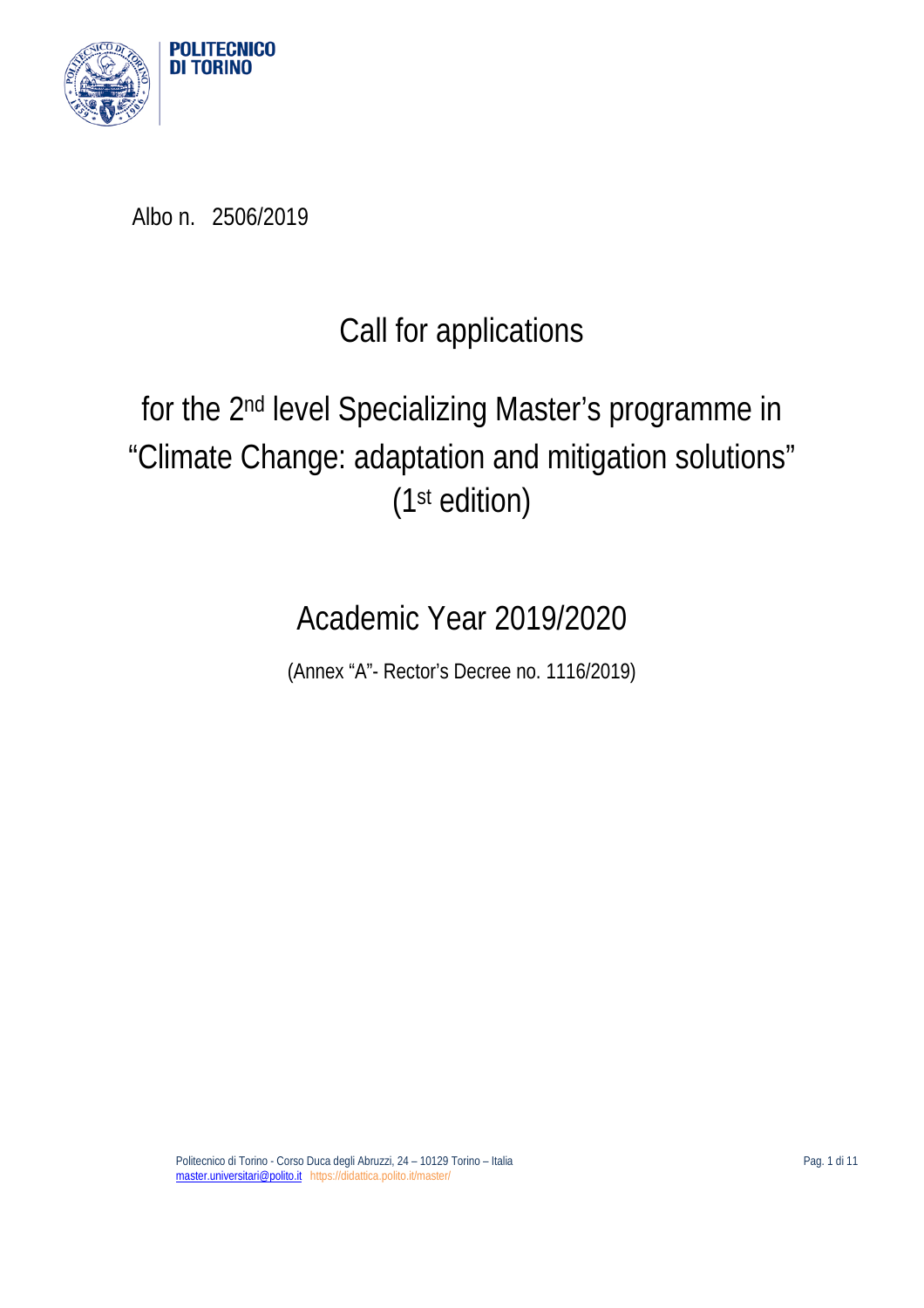Albo n. 2506/2019

# Call for applications

# for the 2nd level Specializing Master's programme in "Climate Change: adaptation and mitigation solutions" (1st edition)

## Academic Year 2019/2020

(Annex "A"- Rector's Decree no. 1116/2019)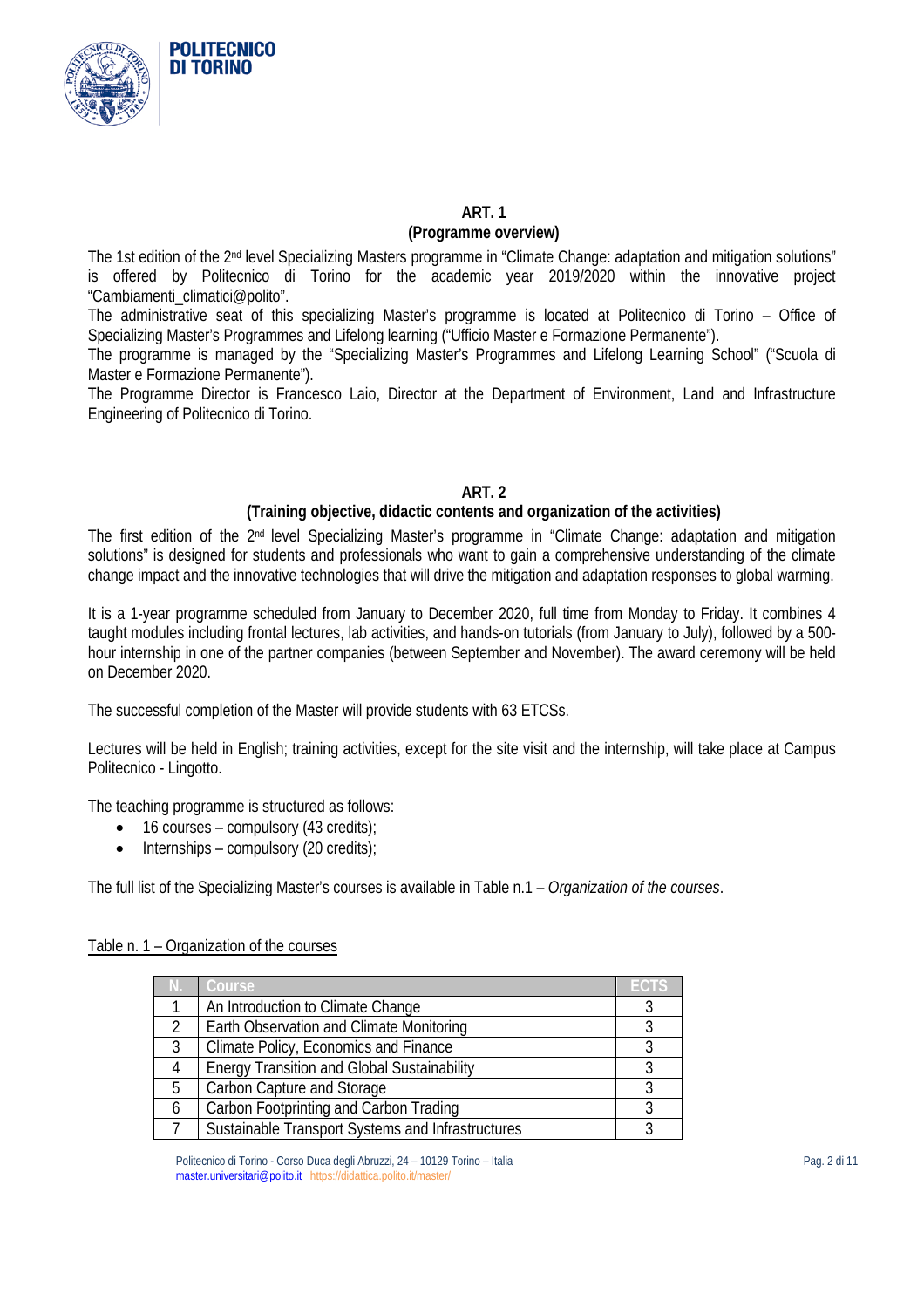## ART. 1
### (Programme overview)

The 1st edition of the 2nd level Specializing Masters programme in "Climate Change: adaptation and mitigation solutions" is offered by Politecnico di Torino for the academic year 2019/2020 within the innovative project "Cambiamenti_climatici@polito".

The administrative seat of this specializing Master's programme is located at Politecnico di Torino – Office of Specializing Master's Programmes and Lifelong learning ("Ufficio Master e Formazione Permanente").

The programme is managed by the "Specializing Master's Programmes and Lifelong Learning School" ("Scuola di Master e Formazione Permanente").

The Programme Director is Francesco Laio, Director at the Department of Environment, Land and Infrastructure Engineering of Politecnico di Torino.

## ART. 2
### (Training objective, didactic contents and organization of the activities)

The first edition of the 2nd level Specializing Master's programme in "Climate Change: adaptation and mitigation solutions" is designed for students and professionals who want to gain a comprehensive understanding of the climate change impact and the innovative technologies that will drive the mitigation and adaptation responses to global warming.

It is a 1-year programme scheduled from January to December 2020, full time from Monday to Friday. It combines 4 taught modules including frontal lectures, lab activities, and hands-on tutorials (from January to July), followed by a 500-hour internship in one of the partner companies (between September and November). The award ceremony will be held on December 2020.

The successful completion of the Master will provide students with 63 ETCSs.

Lectures will be held in English; training activities, except for the site visit and the internship, will take place at Campus Politecnico - Lingotto.

The teaching programme is structured as follows:

- 16 courses – compulsory (43 credits);
- Internships – compulsory (20 credits);

The full list of the Specializing Master's courses is available in Table n.1 – *Organization of the courses*.

Table n. 1 – Organization of the courses

| N. | Course | ECTS |
|---|---|---|
| 1 | An Introduction to Climate Change | 3 |
| 2 | Earth Observation and Climate Monitoring | 3 |
| 3 | Climate Policy, Economics and Finance | 3 |
| 4 | Energy Transition and Global Sustainability | 3 |
| 5 | Carbon Capture and Storage | 3 |
| 6 | Carbon Footprinting and Carbon Trading | 3 |
| 7 | Sustainable Transport Systems and Infrastructures | 3 |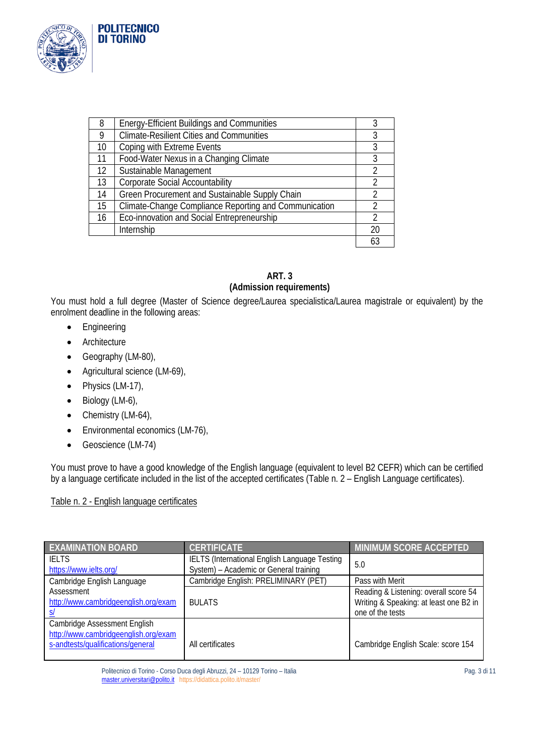| 8 | Energy-Efficient Buildings and Communities | 3 |
|---|---|---|
| 9 | Climate-Resilient Cities and Communities | 3 |
| 10 | Coping with Extreme Events | 3 |
| 11 | Food-Water Nexus in a Changing Climate | 3 |
| 12 | Sustainable Management | 2 |
| 13 | Corporate Social Accountability | 2 |
| 14 | Green Procurement and Sustainable Supply Chain | 2 |
| 15 | Climate-Change Compliance Reporting and Communication | 2 |
| 16 | Eco-innovation and Social Entrepreneurship | 2 |
| | Internship | 20 |
| | | 63 |

**ART. 3**
**(Admission requirements)**

You must hold a full degree (Master of Science degree/Laurea specialistica/Laurea magistrale or equivalent) by the enrolment deadline in the following areas:

- Engineering
- Architecture
- Geography (LM-80),
- Agricultural science (LM-69),
- Physics (LM-17),
- Biology (LM-6),
- Chemistry (LM-64),
- Environmental economics (LM-76),
- Geoscience (LM-74)

You must prove to have a good knowledge of the English language (equivalent to level B2 CEFR) which can be certified by a language certificate included in the list of the accepted certificates (Table n. 2 – English Language certificates).

Table n. 2 - English language certificates

| EXAMINATION BOARD | CERTIFICATE | MINIMUM SCORE ACCEPTED |
|---|---|---|
| IELTS https://www.ielts.org/ | IELTS (International English Language Testing System) – Academic or General training | 5.0 |
| Cambridge English Language Assessment http://www.cambridgeenglish.org/exams/ | Cambridge English: PRELIMINARY (PET) | Pass with Merit |
| | BULATS | Reading & Listening: overall score 54 Writing & Speaking: at least one B2 in one of the tests |
| Cambridge Assessment English http://www.cambridgeenglish.org/exams-andtests/qualifications/general | All certificates | Cambridge English Scale: score 154 |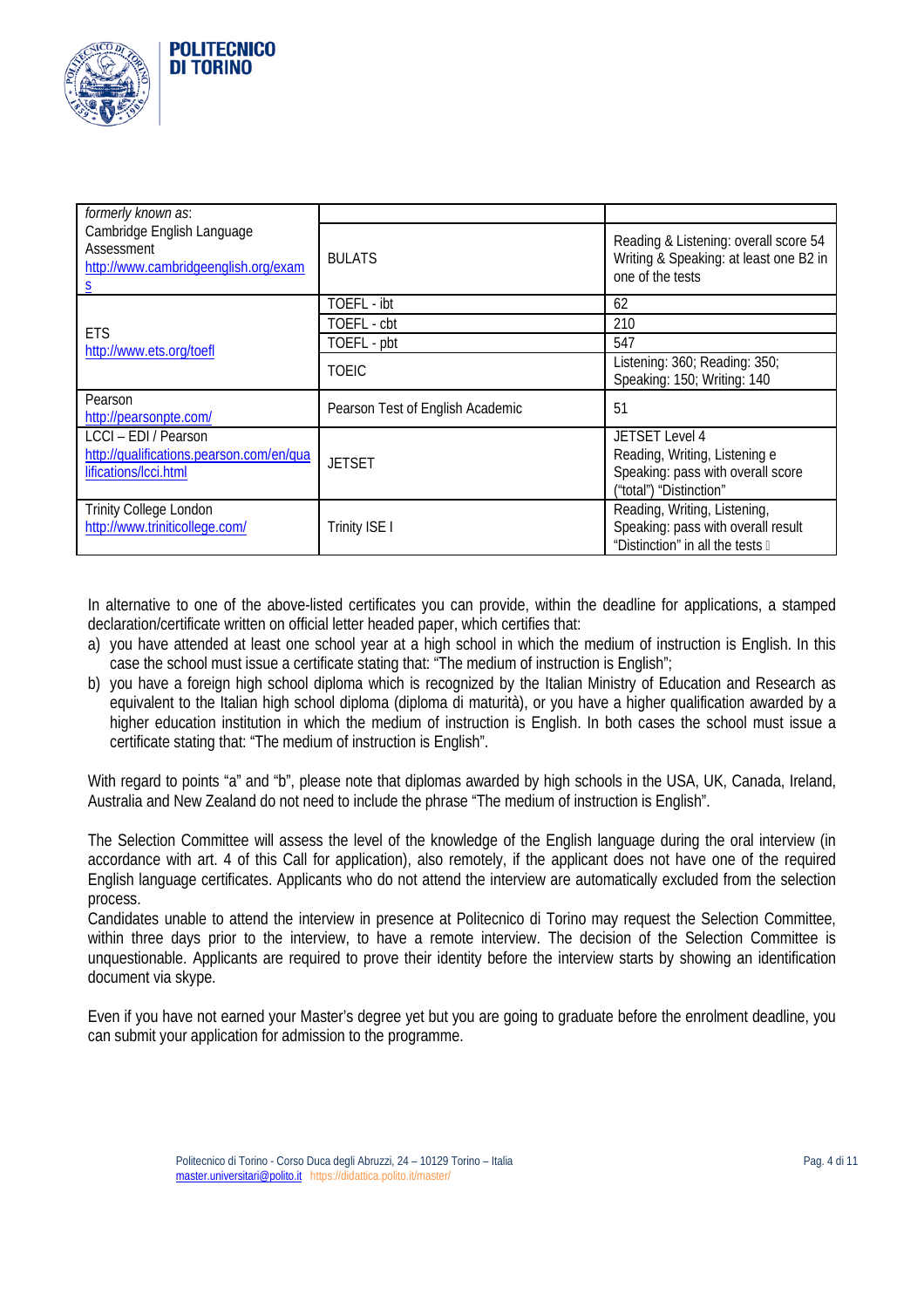| *formerly known as*: Cambridge English Language Assessment http://www.cambridgeenglish.org/exams | | |
|---|---|---|
| | BULATS | Reading & Listening: overall score 54 Writing & Speaking: at least one B2 in one of the tests |
| ETS http://www.ets.org/toefl | TOEFL - ibt | 62 |
| | TOEFL - cbt | 210 |
| | TOEFL - pbt | 547 |
| | TOEIC | Listening: 360; Reading: 350; Speaking: 150; Writing: 140 |
| Pearson http://pearsonpte.com/ | Pearson Test of English Academic | 51 |
| LCCI – EDI / Pearson http://qualifications.pearson.com/en/qualifications/lcci.html | JETSET | JETSET Level 4 Reading, Writing, Listening e Speaking: pass with overall score ("total") "Distinction" |
| Trinity College London http://www.triniticollege.com/ | Trinity ISE I | Reading, Writing, Listening, Speaking: pass with overall result "Distinction" in all the tests |

In alternative to one of the above-listed certificates you can provide, within the deadline for applications, a stamped declaration/certificate written on official letter headed paper, which certifies that:

a) you have attended at least one school year at a high school in which the medium of instruction is English. In this case the school must issue a certificate stating that: "The medium of instruction is English";
b) you have a foreign high school diploma which is recognized by the Italian Ministry of Education and Research as equivalent to the Italian high school diploma (diploma di maturità), or you have a higher qualification awarded by a higher education institution in which the medium of instruction is English. In both cases the school must issue a certificate stating that: "The medium of instruction is English".

With regard to points "a" and "b", please note that diplomas awarded by high schools in the USA, UK, Canada, Ireland, Australia and New Zealand do not need to include the phrase "The medium of instruction is English".

The Selection Committee will assess the level of the knowledge of the English language during the oral interview (in accordance with art. 4 of this Call for application), also remotely, if the applicant does not have one of the required English language certificates. Applicants who do not attend the interview are automatically excluded from the selection process.

Candidates unable to attend the interview in presence at Politecnico di Torino may request the Selection Committee, within three days prior to the interview, to have a remote interview. The decision of the Selection Committee is unquestionable. Applicants are required to prove their identity before the interview starts by showing an identification document via skype.

Even if you have not earned your Master's degree yet but you are going to graduate before the enrolment deadline, you can submit your application for admission to the programme.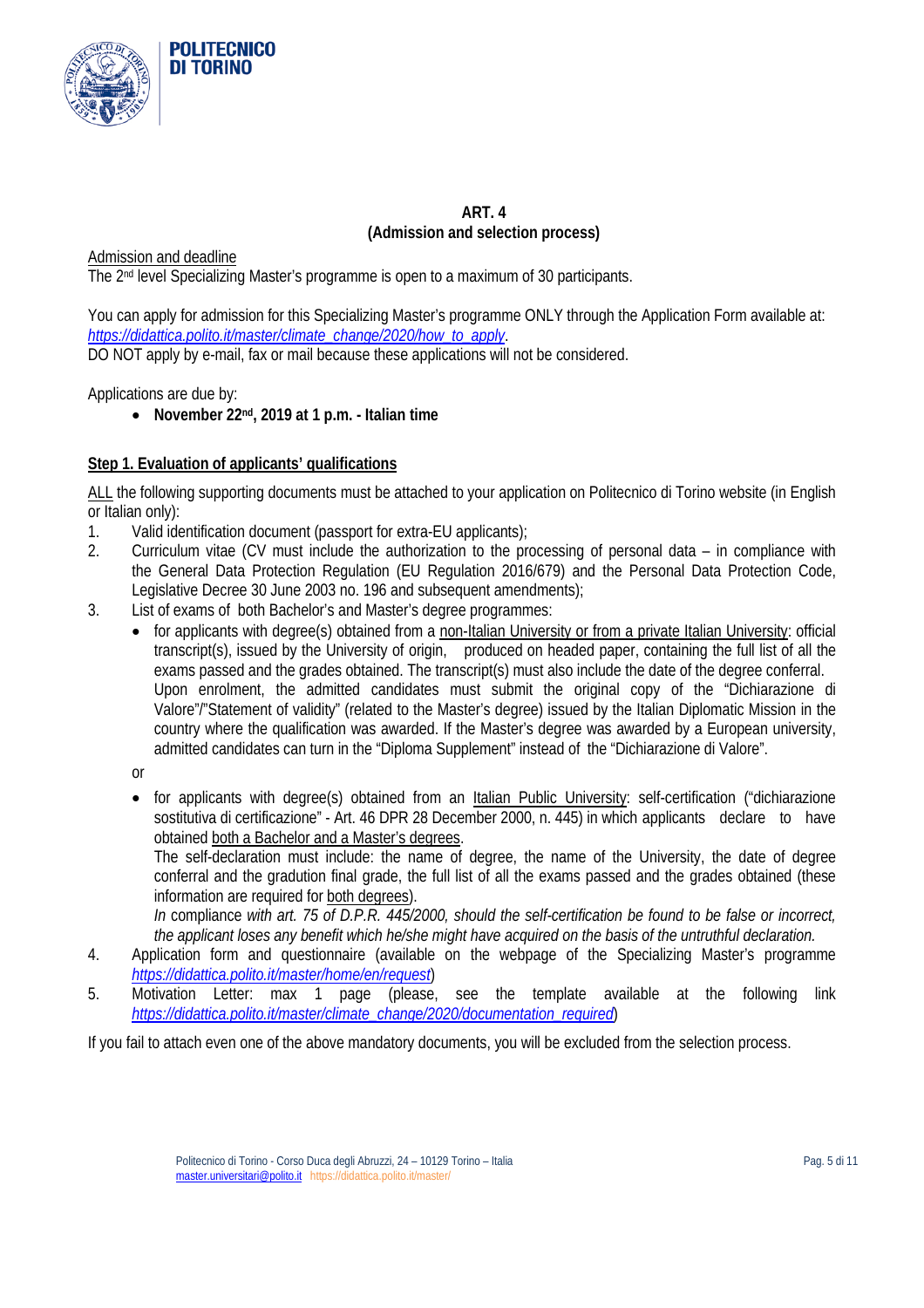## ART. 4
## (Admission and selection process)

Admission and deadline

The 2nd level Specializing Master's programme is open to a maximum of 30 participants.

You can apply for admission for this Specializing Master's programme ONLY through the Application Form available at: *https://didattica.polito.it/master/climate_change/2020/how_to_apply*.

DO NOT apply by e-mail, fax or mail because these applications will not be considered.

Applications are due by:

- **November 22nd, 2019 at 1 p.m. - Italian time**

### Step 1. Evaluation of applicants' qualifications

ALL the following supporting documents must be attached to your application on Politecnico di Torino website (in English or Italian only):

1. Valid identification document (passport for extra-EU applicants);
2. Curriculum vitae (CV must include the authorization to the processing of personal data – in compliance with the General Data Protection Regulation (EU Regulation 2016/679) and the Personal Data Protection Code, Legislative Decree 30 June 2003 no. 196 and subsequent amendments);
3. List of exams of both Bachelor's and Master's degree programmes:
   - for applicants with degree(s) obtained from a non-Italian University or from a private Italian University: official transcript(s), issued by the University of origin, produced on headed paper, containing the full list of all the exams passed and the grades obtained. The transcript(s) must also include the date of the degree conferral. Upon enrolment, the admitted candidates must submit the original copy of the "Dichiarazione di Valore"/"Statement of validity" (related to the Master's degree) issued by the Italian Diplomatic Mission in the country where the qualification was awarded. If the Master's degree was awarded by a European university, admitted candidates can turn in the "Diploma Supplement" instead of the "Dichiarazione di Valore".

   or

   - for applicants with degree(s) obtained from an Italian Public University: self-certification ("dichiarazione sostitutiva di certificazione" - Art. 46 DPR 28 December 2000, n. 445) in which applicants declare to have obtained both a Bachelor and a Master's degrees.
     The self-declaration must include: the name of degree, the name of the University, the date of degree conferral and the gradution final grade, the full list of all the exams passed and the grades obtained (these information are required for both degrees).
     *In* compliance *with art. 75 of D.P.R. 445/2000, should the self-certification be found to be false or incorrect, the applicant loses any benefit which he/she might have acquired on the basis of the untruthful declaration.*
4. Application form and questionnaire (available on the webpage of the Specializing Master's programme *https://didattica.polito.it/master/home/en/request*)
5. Motivation Letter: max 1 page (please, see the template available at the following link *https://didattica.polito.it/master/climate_change/2020/documentation_required*)

If you fail to attach even one of the above mandatory documents, you will be excluded from the selection process.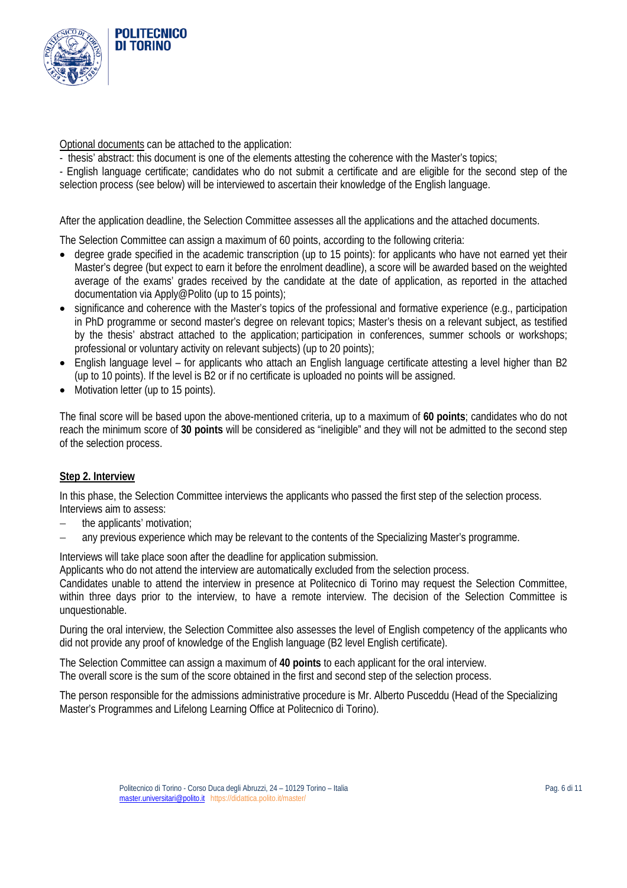Optional documents can be attached to the application:

- thesis' abstract: this document is one of the elements attesting the coherence with the Master's topics;
- English language certificate; candidates who do not submit a certificate and are eligible for the second step of the selection process (see below) will be interviewed to ascertain their knowledge of the English language.

After the application deadline, the Selection Committee assesses all the applications and the attached documents.

The Selection Committee can assign a maximum of 60 points, according to the following criteria:

- degree grade specified in the academic transcription (up to 15 points): for applicants who have not earned yet their Master's degree (but expect to earn it before the enrolment deadline), a score will be awarded based on the weighted average of the exams' grades received by the candidate at the date of application, as reported in the attached documentation via Apply@Polito (up to 15 points);
- significance and coherence with the Master's topics of the professional and formative experience (e.g., participation in PhD programme or second master's degree on relevant topics; Master's thesis on a relevant subject, as testified by the thesis' abstract attached to the application; participation in conferences, summer schools or workshops; professional or voluntary activity on relevant subjects) (up to 20 points);
- English language level – for applicants who attach an English language certificate attesting a level higher than B2 (up to 10 points). If the level is B2 or if no certificate is uploaded no points will be assigned.
- Motivation letter (up to 15 points).

The final score will be based upon the above-mentioned criteria, up to a maximum of **60 points**; candidates who do not reach the minimum score of **30 points** will be considered as "ineligible" and they will not be admitted to the second step of the selection process.

**Step 2. Interview**

In this phase, the Selection Committee interviews the applicants who passed the first step of the selection process. Interviews aim to assess:

- the applicants' motivation;
- any previous experience which may be relevant to the contents of the Specializing Master's programme.

Interviews will take place soon after the deadline for application submission.
Applicants who do not attend the interview are automatically excluded from the selection process.
Candidates unable to attend the interview in presence at Politecnico di Torino may request the Selection Committee, within three days prior to the interview, to have a remote interview. The decision of the Selection Committee is unquestionable.

During the oral interview, the Selection Committee also assesses the level of English competency of the applicants who did not provide any proof of knowledge of the English language (B2 level English certificate).

The Selection Committee can assign a maximum of **40 points** to each applicant for the oral interview.
The overall score is the sum of the score obtained in the first and second step of the selection process.

The person responsible for the admissions administrative procedure is Mr. Alberto Pusceddu (Head of the Specializing Master's Programmes and Lifelong Learning Office at Politecnico di Torino).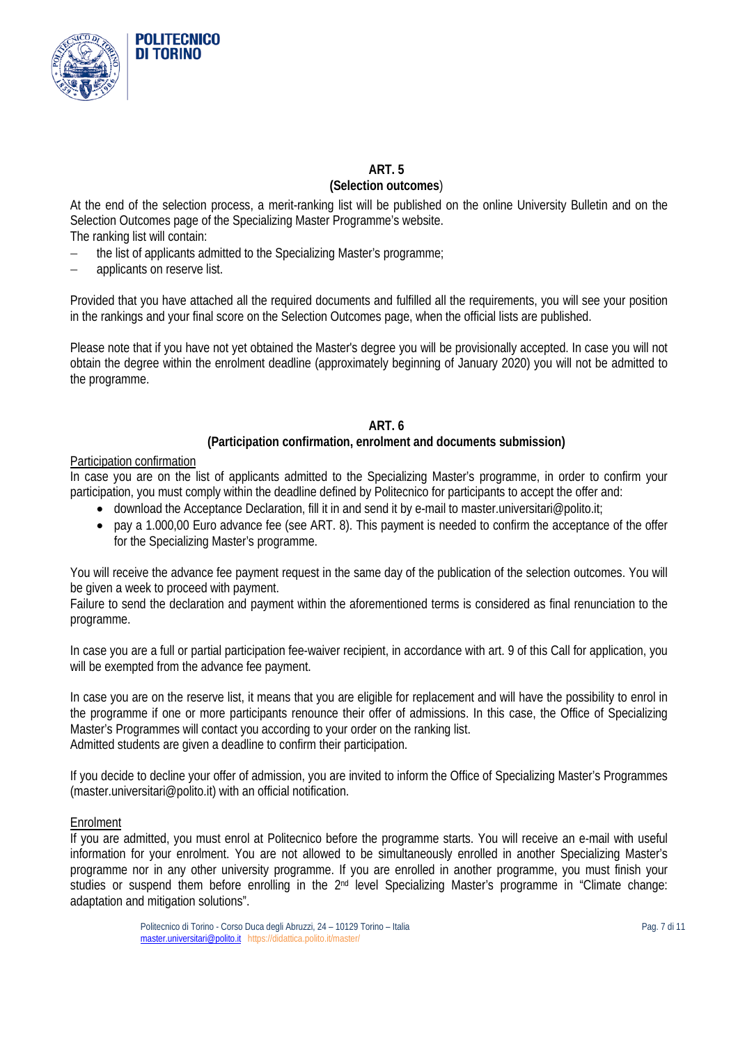## ART. 5
### (Selection outcomes)

At the end of the selection process, a merit-ranking list will be published on the online University Bulletin and on the Selection Outcomes page of the Specializing Master Programme's website.

The ranking list will contain:

- the list of applicants admitted to the Specializing Master's programme;
- applicants on reserve list.

Provided that you have attached all the required documents and fulfilled all the requirements, you will see your position in the rankings and your final score on the Selection Outcomes page, when the official lists are published.

Please note that if you have not yet obtained the Master's degree you will be provisionally accepted. In case you will not obtain the degree within the enrolment deadline (approximately beginning of January 2020) you will not be admitted to the programme.

## ART. 6
### (Participation confirmation, enrolment and documents submission)

Participation confirmation

In case you are on the list of applicants admitted to the Specializing Master's programme, in order to confirm your participation, you must comply within the deadline defined by Politecnico for participants to accept the offer and:

- download the Acceptance Declaration, fill it in and send it by e-mail to master.universitari@polito.it;
- pay a 1.000,00 Euro advance fee (see ART. 8). This payment is needed to confirm the acceptance of the offer for the Specializing Master's programme.

You will receive the advance fee payment request in the same day of the publication of the selection outcomes. You will be given a week to proceed with payment.

Failure to send the declaration and payment within the aforementioned terms is considered as final renunciation to the programme.

In case you are a full or partial participation fee-waiver recipient, in accordance with art. 9 of this Call for application, you will be exempted from the advance fee payment.

In case you are on the reserve list, it means that you are eligible for replacement and will have the possibility to enrol in the programme if one or more participants renounce their offer of admissions. In this case, the Office of Specializing Master's Programmes will contact you according to your order on the ranking list.

Admitted students are given a deadline to confirm their participation.

If you decide to decline your offer of admission, you are invited to inform the Office of Specializing Master's Programmes (master.universitari@polito.it) with an official notification.

Enrolment

If you are admitted, you must enrol at Politecnico before the programme starts. You will receive an e-mail with useful information for your enrolment. You are not allowed to be simultaneously enrolled in another Specializing Master's programme nor in any other university programme. If you are enrolled in another programme, you must finish your studies or suspend them before enrolling in the 2nd level Specializing Master's programme in "Climate change: adaptation and mitigation solutions".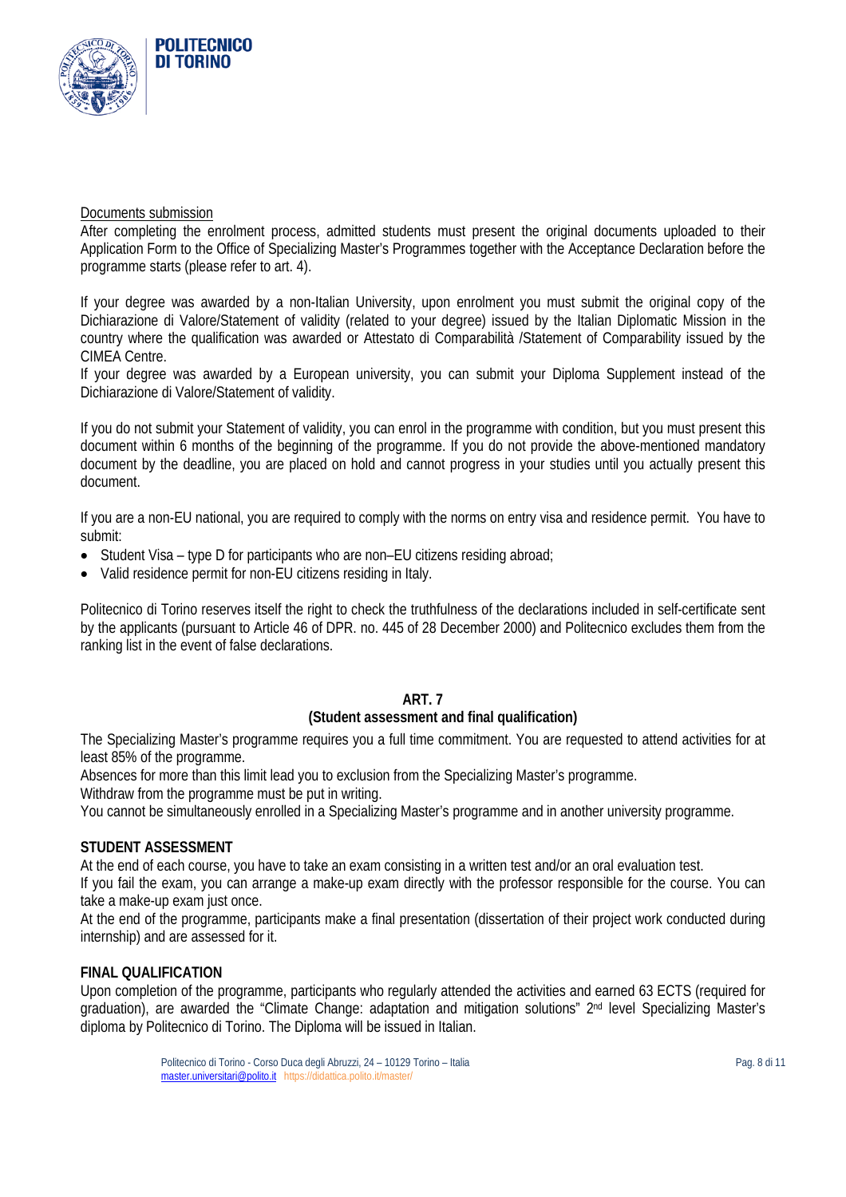Documents submission

After completing the enrolment process, admitted students must present the original documents uploaded to their Application Form to the Office of Specializing Master's Programmes together with the Acceptance Declaration before the programme starts (please refer to art. 4).

If your degree was awarded by a non-Italian University, upon enrolment you must submit the original copy of the Dichiarazione di Valore/Statement of validity (related to your degree) issued by the Italian Diplomatic Mission in the country where the qualification was awarded or Attestato di Comparabilità /Statement of Comparability issued by the CIMEA Centre.
If your degree was awarded by a European university, you can submit your Diploma Supplement instead of the Dichiarazione di Valore/Statement of validity.

If you do not submit your Statement of validity, you can enrol in the programme with condition, but you must present this document within 6 months of the beginning of the programme. If you do not provide the above-mentioned mandatory document by the deadline, you are placed on hold and cannot progress in your studies until you actually present this document.

If you are a non-EU national, you are required to comply with the norms on entry visa and residence permit. You have to submit:

- Student Visa – type D for participants who are non–EU citizens residing abroad;
- Valid residence permit for non-EU citizens residing in Italy.

Politecnico di Torino reserves itself the right to check the truthfulness of the declarations included in self-certificate sent by the applicants (pursuant to Article 46 of DPR. no. 445 of 28 December 2000) and Politecnico excludes them from the ranking list in the event of false declarations.

## ART. 7
## (Student assessment and final qualification)

The Specializing Master's programme requires you a full time commitment. You are requested to attend activities for at least 85% of the programme.
Absences for more than this limit lead you to exclusion from the Specializing Master's programme.
Withdraw from the programme must be put in writing.
You cannot be simultaneously enrolled in a Specializing Master's programme and in another university programme.

### STUDENT ASSESSMENT

At the end of each course, you have to take an exam consisting in a written test and/or an oral evaluation test.
If you fail the exam, you can arrange a make-up exam directly with the professor responsible for the course. You can take a make-up exam just once.
At the end of the programme, participants make a final presentation (dissertation of their project work conducted during internship) and are assessed for it.

### FINAL QUALIFICATION

Upon completion of the programme, participants who regularly attended the activities and earned 63 ECTS (required for graduation), are awarded the "Climate Change: adaptation and mitigation solutions" 2nd level Specializing Master's diploma by Politecnico di Torino. The Diploma will be issued in Italian.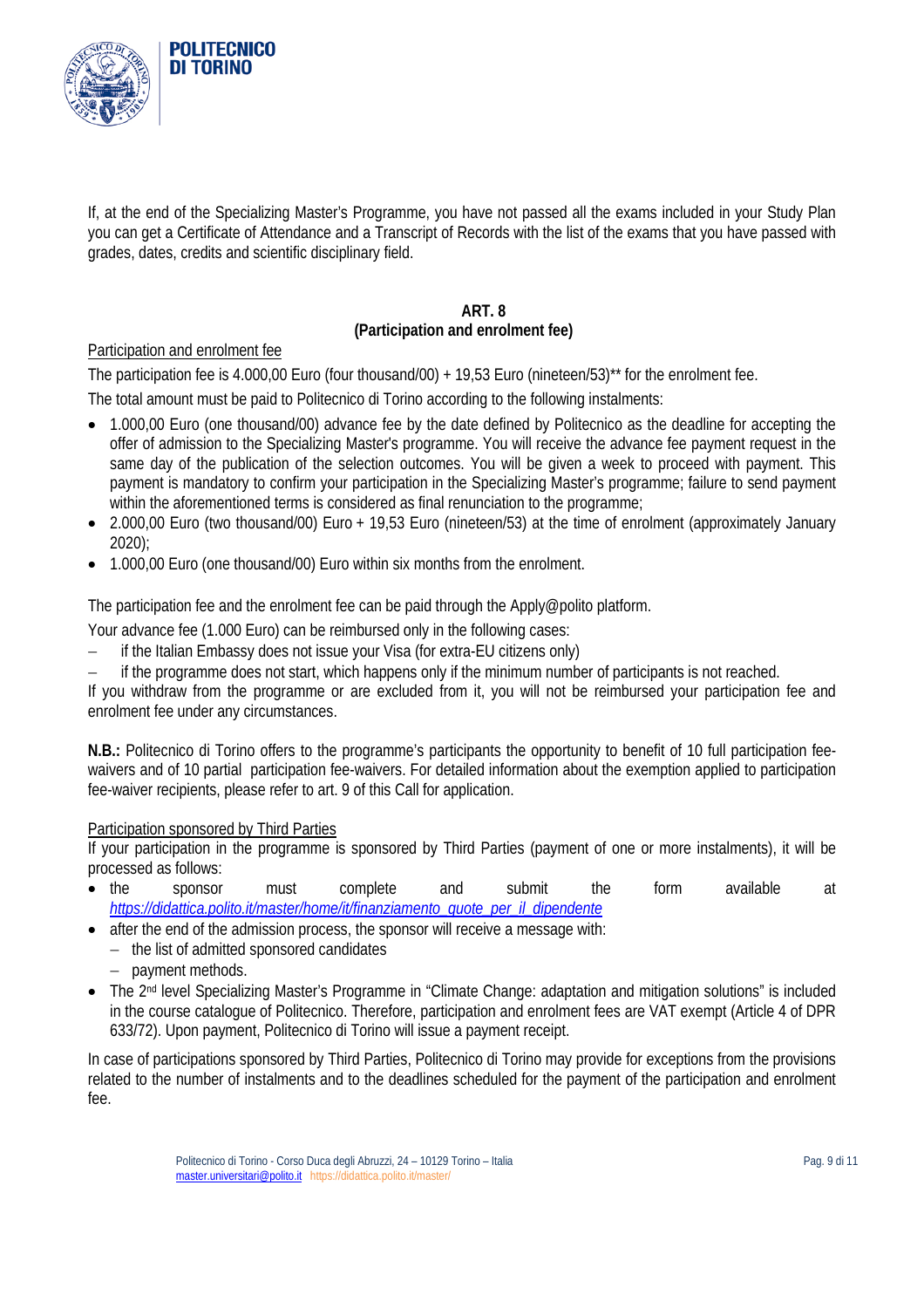If, at the end of the Specializing Master's Programme, you have not passed all the exams included in your Study Plan you can get a Certificate of Attendance and a Transcript of Records with the list of the exams that you have passed with grades, dates, credits and scientific disciplinary field.

## ART. 8
## (Participation and enrolment fee)

Participation and enrolment fee

The participation fee is 4.000,00 Euro (four thousand/00) + 19,53 Euro (nineteen/53)** for the enrolment fee.

The total amount must be paid to Politecnico di Torino according to the following instalments:

- 1.000,00 Euro (one thousand/00) advance fee by the date defined by Politecnico as the deadline for accepting the offer of admission to the Specializing Master's programme. You will receive the advance fee payment request in the same day of the publication of the selection outcomes. You will be given a week to proceed with payment. This payment is mandatory to confirm your participation in the Specializing Master's programme; failure to send payment within the aforementioned terms is considered as final renunciation to the programme;
- 2.000,00 Euro (two thousand/00) Euro + 19,53 Euro (nineteen/53) at the time of enrolment (approximately January 2020);
- 1.000,00 Euro (one thousand/00) Euro within six months from the enrolment.

The participation fee and the enrolment fee can be paid through the Apply@polito platform.

Your advance fee (1.000 Euro) can be reimbursed only in the following cases:

- if the Italian Embassy does not issue your Visa (for extra-EU citizens only)
- if the programme does not start, which happens only if the minimum number of participants is not reached.

If you withdraw from the programme or are excluded from it, you will not be reimbursed your participation fee and enrolment fee under any circumstances.

**N.B.:** Politecnico di Torino offers to the programme's participants the opportunity to benefit of 10 full participation fee-waivers and of 10 partial participation fee-waivers. For detailed information about the exemption applied to participation fee-waiver recipients, please refer to art. 9 of this Call for application.

Participation sponsored by Third Parties

If your participation in the programme is sponsored by Third Parties (payment of one or more instalments), it will be processed as follows:

- the sponsor must complete and submit the form available at *https://didattica.polito.it/master/home/it/finanziamento_quote_per_il_dipendente*
- after the end of the admission process, the sponsor will receive a message with:
  - the list of admitted sponsored candidates
  - payment methods.
- The 2nd level Specializing Master's Programme in "Climate Change: adaptation and mitigation solutions" is included in the course catalogue of Politecnico. Therefore, participation and enrolment fees are VAT exempt (Article 4 of DPR 633/72). Upon payment, Politecnico di Torino will issue a payment receipt.

In case of participations sponsored by Third Parties, Politecnico di Torino may provide for exceptions from the provisions related to the number of instalments and to the deadlines scheduled for the payment of the participation and enrolment fee.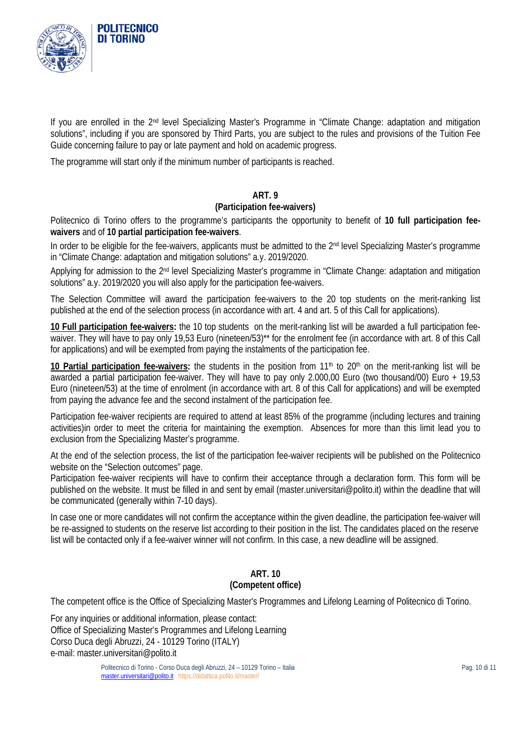If you are enrolled in the 2nd level Specializing Master's Programme in "Climate Change: adaptation and mitigation solutions", including if you are sponsored by Third Parts, you are subject to the rules and provisions of the Tuition Fee Guide concerning failure to pay or late payment and hold on academic progress.

The programme will start only if the minimum number of participants is reached.

## ART. 9
## (Participation fee-waivers)

Politecnico di Torino offers to the programme's participants the opportunity to benefit of **10 full participation fee-waivers** and of **10 partial participation fee-waivers**.

In order to be eligible for the fee-waivers, applicants must be admitted to the 2nd level Specializing Master's programme in "Climate Change: adaptation and mitigation solutions" a.y. 2019/2020.

Applying for admission to the 2nd level Specializing Master's programme in "Climate Change: adaptation and mitigation solutions" a.y. 2019/2020 you will also apply for the participation fee-waivers.

The Selection Committee will award the participation fee-waivers to the 20 top students on the merit-ranking list published at the end of the selection process (in accordance with art. 4 and art. 5 of this Call for applications).

**10 Full participation fee-waivers:** the 10 top students on the merit-ranking list will be awarded a full participation fee-waiver. They will have to pay only 19,53 Euro (nineteen/53)** for the enrolment fee (in accordance with art. 8 of this Call for applications) and will be exempted from paying the instalments of the participation fee.

**10 Partial participation fee-waivers:** the students in the position from 11th to 20th on the merit-ranking list will be awarded a partial participation fee-waiver. They will have to pay only 2.000,00 Euro (two thousand/00) Euro + 19,53 Euro (nineteen/53) at the time of enrolment (in accordance with art. 8 of this Call for applications) and will be exempted from paying the advance fee and the second instalment of the participation fee.

Participation fee-waiver recipients are required to attend at least 85% of the programme (including lectures and training activities)in order to meet the criteria for maintaining the exemption. Absences for more than this limit lead you to exclusion from the Specializing Master's programme.

At the end of the selection process, the list of the participation fee-waiver recipients will be published on the Politecnico website on the "Selection outcomes" page.

Participation fee-waiver recipients will have to confirm their acceptance through a declaration form. This form will be published on the website. It must be filled in and sent by email (master.universitari@polito.it) within the deadline that will be communicated (generally within 7-10 days).

In case one or more candidates will not confirm the acceptance within the given deadline, the participation fee-waiver will be re-assigned to students on the reserve list according to their position in the list. The candidates placed on the reserve list will be contacted only if a fee-waiver winner will not confirm. In this case, a new deadline will be assigned.

## ART. 10
## (Competent office)

The competent office is the Office of Specializing Master's Programmes and Lifelong Learning of Politecnico di Torino.

For any inquiries or additional information, please contact:
Office of Specializing Master's Programmes and Lifelong Learning
Corso Duca degli Abruzzi, 24 - 10129 Torino (ITALY)
e-mail: master.universitari@polito.it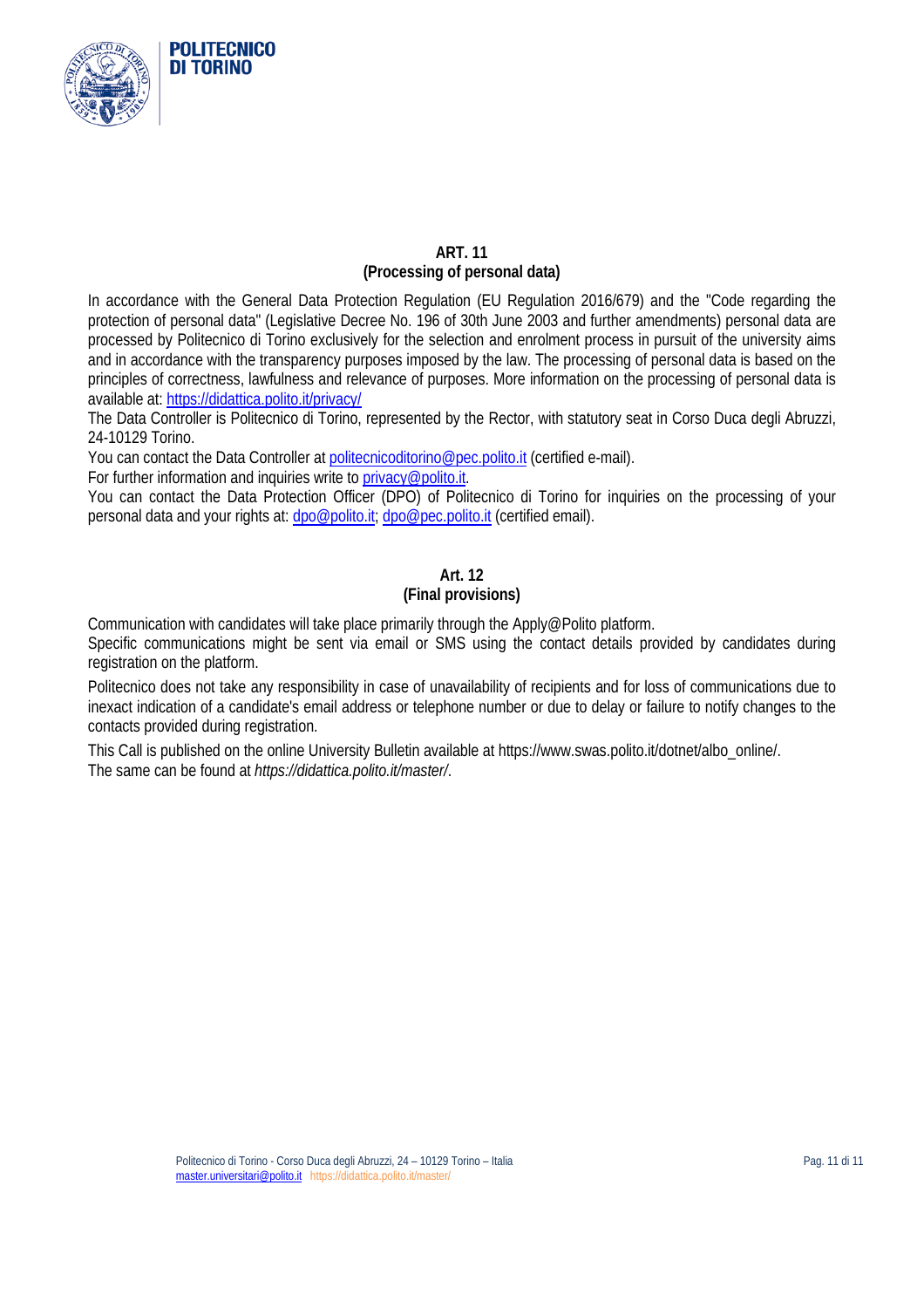## ART. 11
## (Processing of personal data)

In accordance with the General Data Protection Regulation (EU Regulation 2016/679) and the "Code regarding the protection of personal data" (Legislative Decree No. 196 of 30th June 2003 and further amendments) personal data are processed by Politecnico di Torino exclusively for the selection and enrolment process in pursuit of the university aims and in accordance with the transparency purposes imposed by the law. The processing of personal data is based on the principles of correctness, lawfulness and relevance of purposes. More information on the processing of personal data is available at: https://didattica.polito.it/privacy/

The Data Controller is Politecnico di Torino, represented by the Rector, with statutory seat in Corso Duca degli Abruzzi, 24-10129 Torino.

You can contact the Data Controller at politecnicoditorino@pec.polito.it (certified e-mail).

For further information and inquiries write to privacy@polito.it.

You can contact the Data Protection Officer (DPO) of Politecnico di Torino for inquiries on the processing of your personal data and your rights at: dpo@polito.it; dpo@pec.polito.it (certified email).

## Art. 12
## (Final provisions)

Communication with candidates will take place primarily through the Apply@Polito platform.

Specific communications might be sent via email or SMS using the contact details provided by candidates during registration on the platform.

Politecnico does not take any responsibility in case of unavailability of recipients and for loss of communications due to inexact indication of a candidate's email address or telephone number or due to delay or failure to notify changes to the contacts provided during registration.

This Call is published on the online University Bulletin available at https://www.swas.polito.it/dotnet/albo_online/.

The same can be found at *https://didattica.polito.it/master/*.